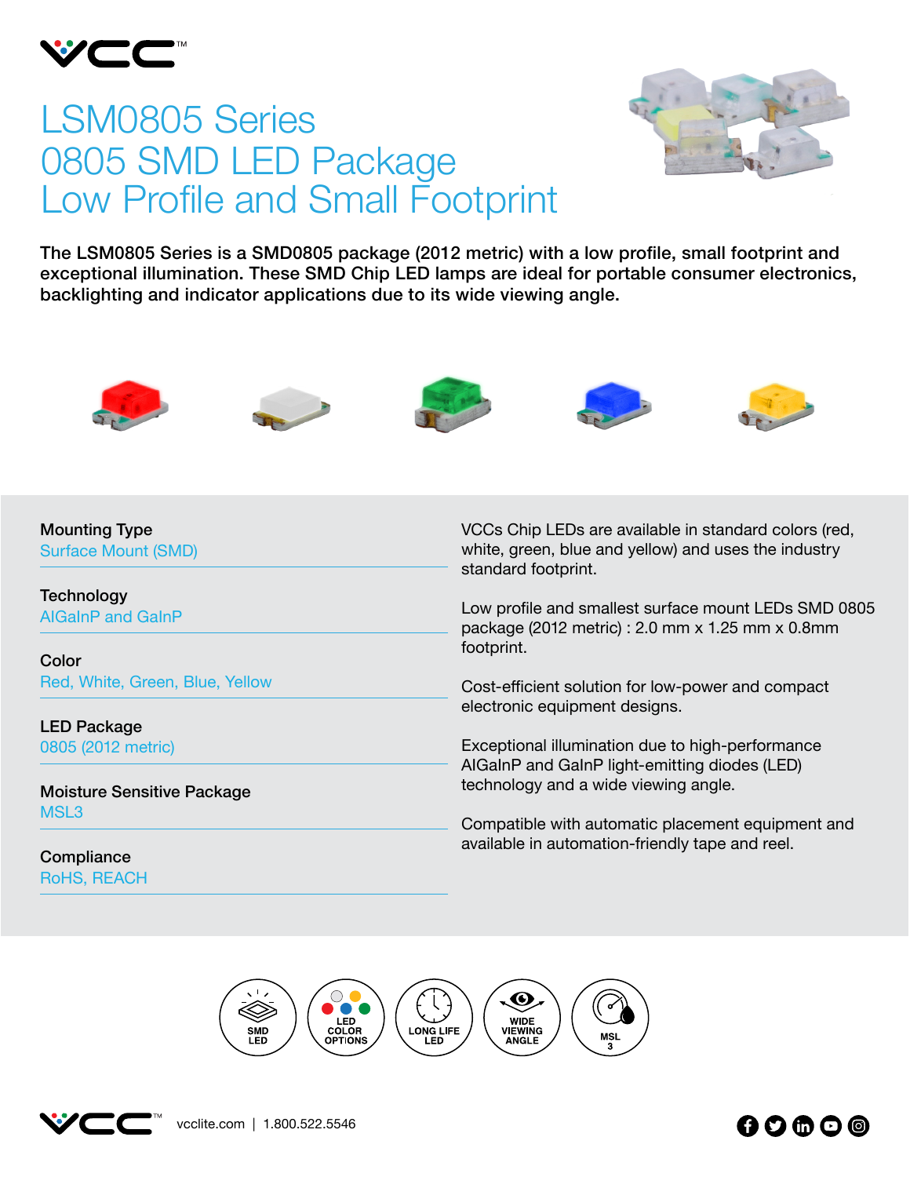# LSM0805 Series
# 0805 SMD LED Package
# Low Profile and Small Footprint

**The LSM0805 Series is a SMD0805 package (2012 metric) with a low profile, small footprint and exceptional illumination. These SMD Chip LED lamps are ideal for portable consumer electronics, backlighting and indicator applications due to its wide viewing angle.**

**Mounting Type**
Surface Mount (SMD)

**Technology**
AlGaInP and GaInP

**Color**
Red, White, Green, Blue, Yellow

**LED Package**
0805 (2012 metric)

**Moisture Sensitive Package**
MSL3

**Compliance**
RoHS, REACH

VCCs Chip LEDs are available in standard colors (red, white, green, blue and yellow) and uses the industry standard footprint.

Low profile and smallest surface mount LEDs SMD 0805 package (2012 metric) : 2.0 mm x 1.25 mm x 0.8mm footprint.

Cost-efficient solution for low-power and compact electronic equipment designs.

Exceptional illumination due to high-performance AlGaInP and GaInP light-emitting diodes (LED) technology and a wide viewing angle.

Compatible with automatic placement equipment and available in automation-friendly tape and reel.

SMD LED | LED COLOR OPTIONS | LONG LIFE LED | WIDE VIEWING ANGLE | MSL 3

vcclite.com | 1.800.522.5546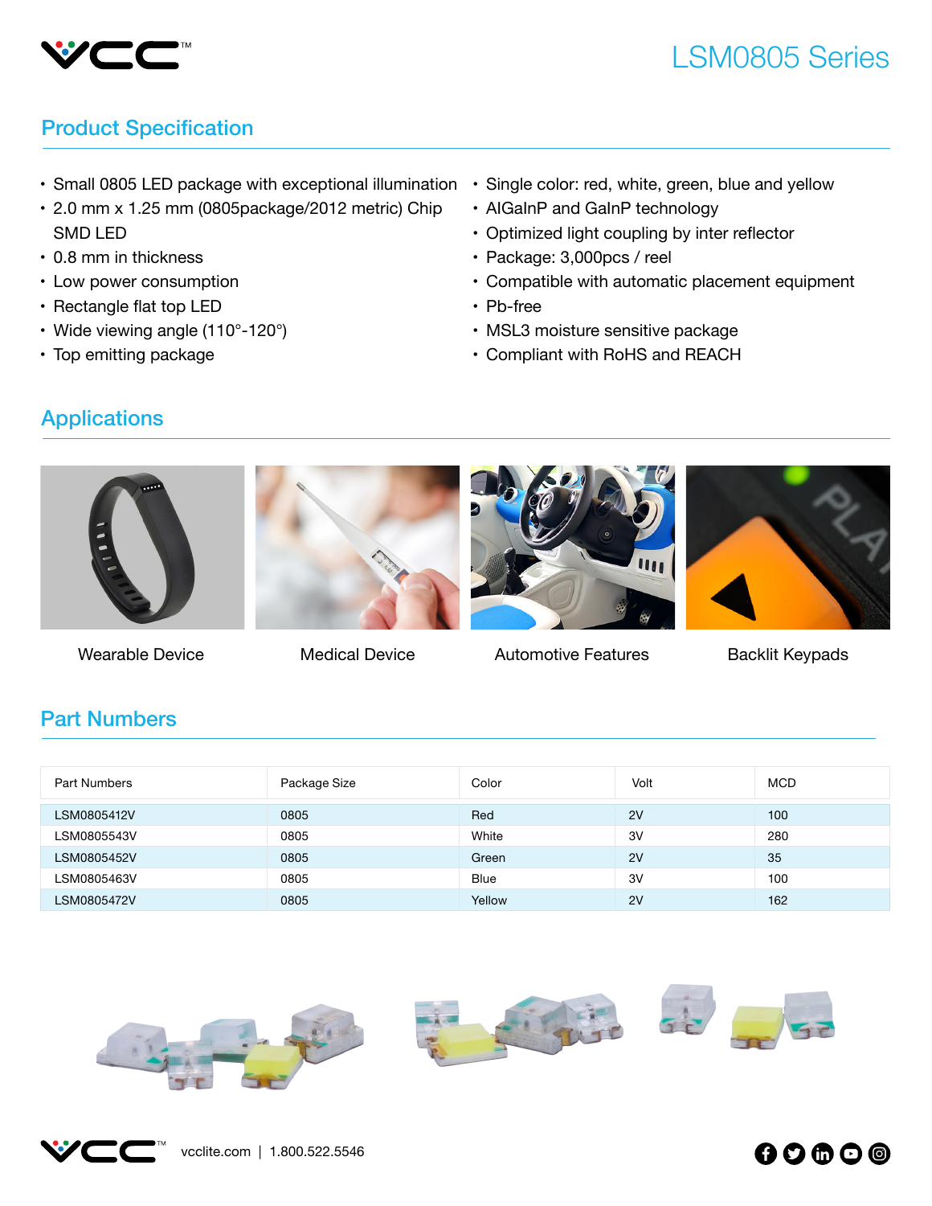# LSM0805 Series

## Product Specification

- Small 0805 LED package with exceptional illumination
- 2.0 mm x 1.25 mm (0805package/2012 metric) Chip SMD LED
- 0.8 mm in thickness
- Low power consumption
- Rectangle flat top LED
- Wide viewing angle (110°-120°)
- Top emitting package
- Single color: red, white, green, blue and yellow
- AlGaInP and GaInP technology
- Optimized light coupling by inter reflector
- Package: 3,000pcs / reel
- Compatible with automatic placement equipment
- Pb-free
- MSL3 moisture sensitive package
- Compliant with RoHS and REACH

## Applications

Wearable Device

Medical Device

Automotive Features

Backlit Keypads

## Part Numbers

| Part Numbers | Package Size | Color | Volt | MCD |
| --- | --- | --- | --- | --- |
| LSM0805412V | 0805 | Red | 2V | 100 |
| LSM0805543V | 0805 | White | 3V | 280 |
| LSM0805452V | 0805 | Green | 2V | 35 |
| LSM0805463V | 0805 | Blue | 3V | 100 |
| LSM0805472V | 0805 | Yellow | 2V | 162 |

vcclite.com | 1.800.522.5546